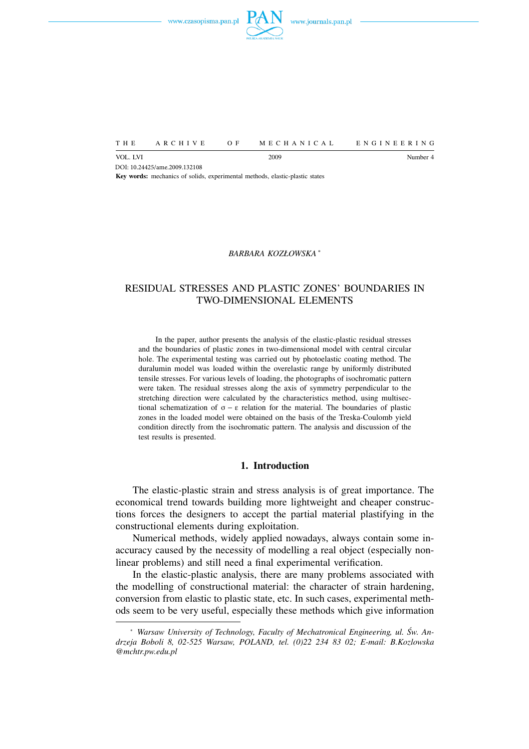THE ARCHIVE OF MECHANICAL ENGINEERING

VOL. LVI 2009 Number 4

DOI: 10.24425/ame.2009.132108

**Key words:** mechanics of solids, experimental methods, elastic-plastic states

*BARBARA KOZŁOWSKA* [*]

# RESIDUAL STRESSES AND PLASTIC ZONES' BOUNDARIES IN TWO-DIMENSIONAL ELEMENTS

In the paper, author presents the analysis of the elastic-plastic residual stresses and the boundaries of plastic zones in two-dimensional model with central circular hole. The experimental testing was carried out by photoelastic coating method. The duralumin model was loaded within the overelastic range by uniformly distributed tensile stresses. For various levels of loading, the photographs of isochromatic pattern were taken. The residual stresses along the axis of symmetry perpendicular to the stretching direction were calculated by the characteristics method, using multisectional schematization of $\sigma - \varepsilon$ relation for the material. The boundaries of plastic zones in the loaded model were obtained on the basis of the Treska-Coulomb yield condition directly from the isochromatic pattern. The analysis and discussion of the test results is presented.

## 1. Introduction

The elastic-plastic strain and stress analysis is of great importance. The economical trend towards building more lightweight and cheaper constructions forces the designers to accept the partial material plastifying in the constructional elements during exploitation.

Numerical methods, widely applied nowadays, always contain some inaccuracy caused by the necessity of modelling a real object (especially nonlinear problems) and still need a final experimental verification.

In the elastic-plastic analysis, there are many problems associated with the modelling of constructional material: the character of strain hardening, conversion from elastic to plastic state, etc. In such cases, experimental methods seem to be very useful, especially these methods which give information

---

[*] *Warsaw University of Technology, Faculty of Mechatronical Engineering, ul. Św. Andrzeja Boboli 8, 02-525 Warsaw, POLAND, tel. (0)22 234 83 02; E-mail: B.Kozlowska @mchtr.pw.edu.pl*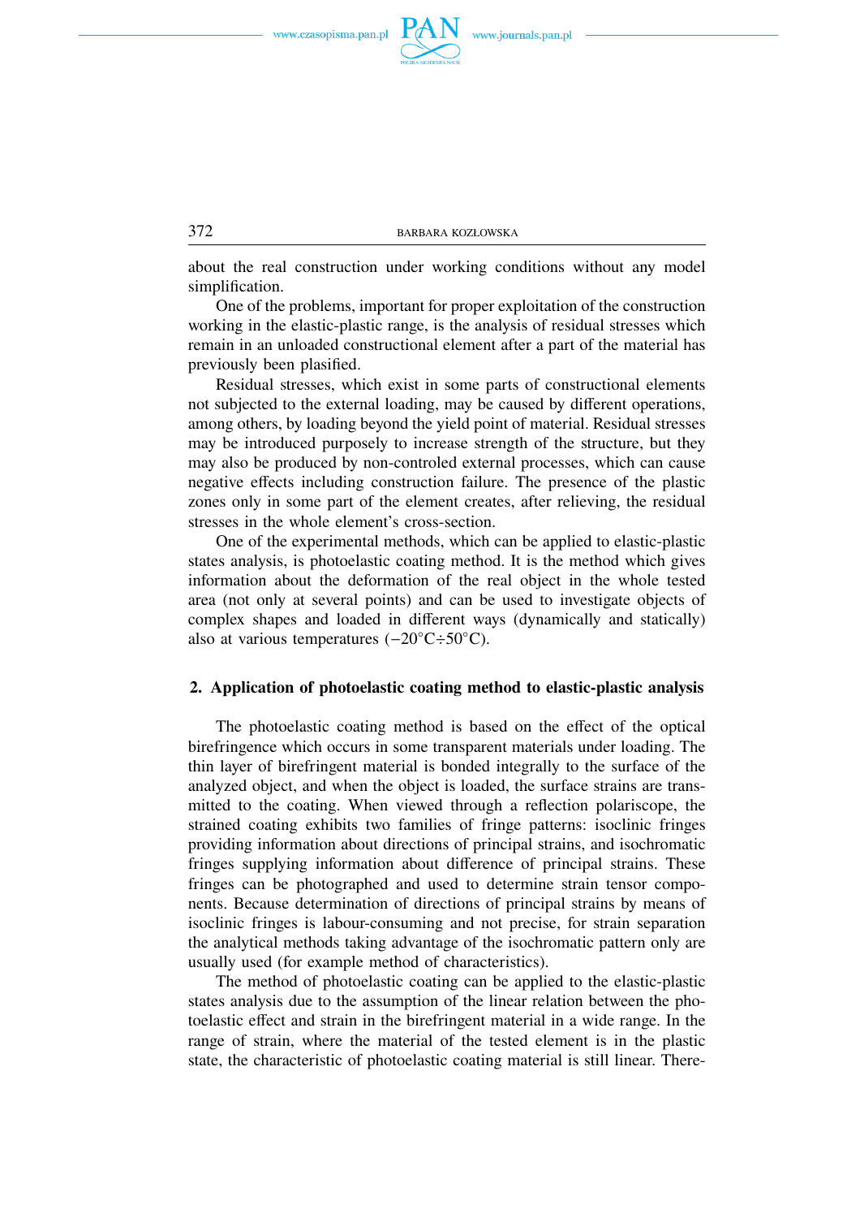about the real construction under working conditions without any model simplification.

One of the problems, important for proper exploitation of the construction working in the elastic-plastic range, is the analysis of residual stresses which remain in an unloaded constructional element after a part of the material has previously been plasified.

Residual stresses, which exist in some parts of constructional elements not subjected to the external loading, may be caused by different operations, among others, by loading beyond the yield point of material. Residual stresses may be introduced purposely to increase strength of the structure, but they may also be produced by non-controled external processes, which can cause negative effects including construction failure. The presence of the plastic zones only in some part of the element creates, after relieving, the residual stresses in the whole element's cross-section.

One of the experimental methods, which can be applied to elastic-plastic states analysis, is photoelastic coating method. It is the method which gives information about the deformation of the real object in the whole tested area (not only at several points) and can be used to investigate objects of complex shapes and loaded in different ways (dynamically and statically) also at various temperatures ($-20°C \div 50°C$).

## 2. Application of photoelastic coating method to elastic-plastic analysis

The photoelastic coating method is based on the effect of the optical birefringence which occurs in some transparent materials under loading. The thin layer of birefringent material is bonded integrally to the surface of the analyzed object, and when the object is loaded, the surface strains are transmitted to the coating. When viewed through a reflection polariscope, the strained coating exhibits two families of fringe patterns: isoclinic fringes providing information about directions of principal strains, and isochromatic fringes supplying information about difference of principal strains. These fringes can be photographed and used to determine strain tensor components. Because determination of directions of principal strains by means of isoclinic fringes is labour-consuming and not precise, for strain separation the analytical methods taking advantage of the isochromatic pattern only are usually used (for example method of characteristics).

The method of photoelastic coating can be applied to the elastic-plastic states analysis due to the assumption of the linear relation between the photoelastic effect and strain in the birefringent material in a wide range. In the range of strain, where the material of the tested element is in the plastic state, the characteristic of photoelastic coating material is still linear. There-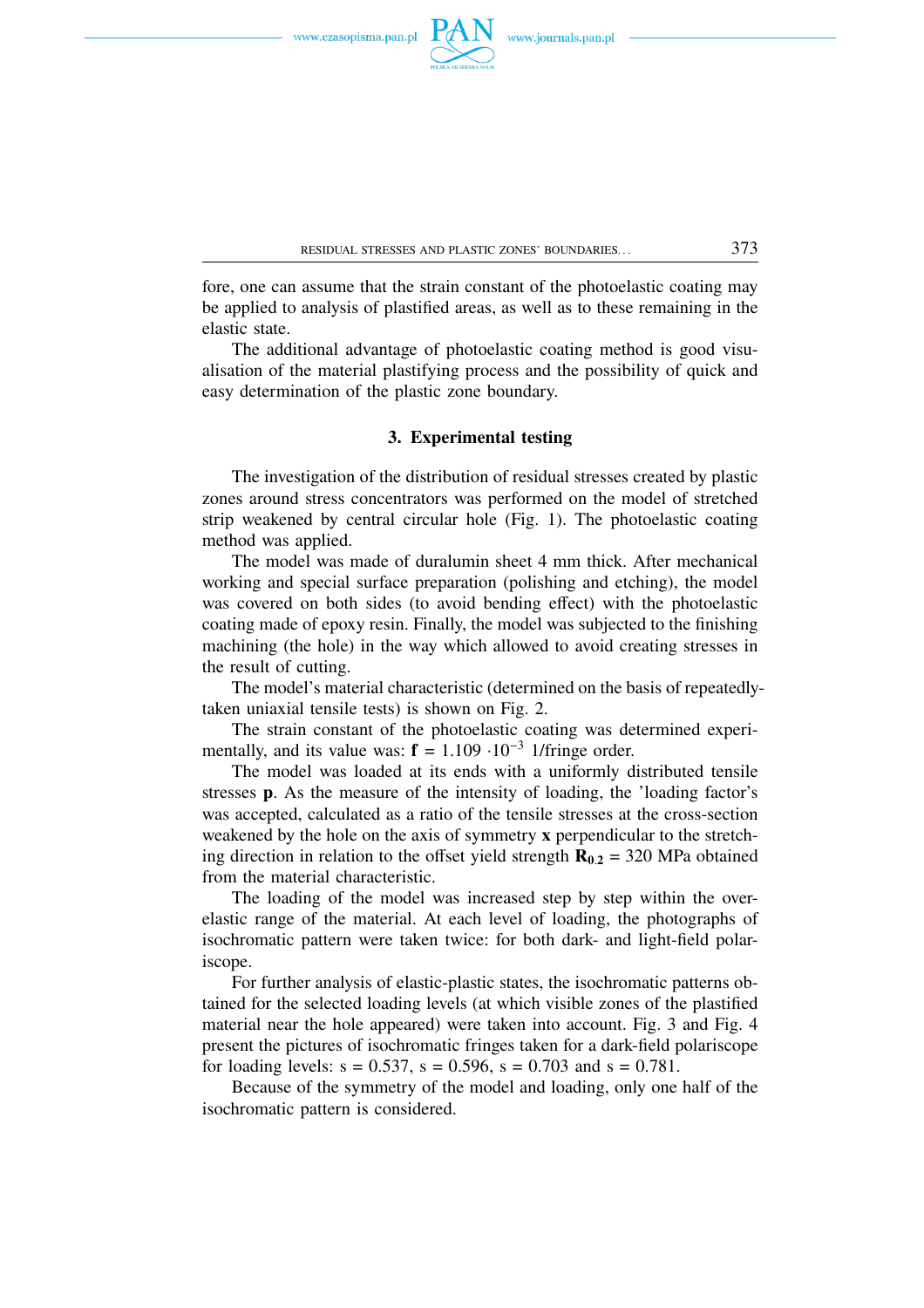fore, one can assume that the strain constant of the photoelastic coating may be applied to analysis of plastified areas, as well as to these remaining in the elastic state.

The additional advantage of photoelastic coating method is good visualisation of the material plastifying process and the possibility of quick and easy determination of the plastic zone boundary.

## 3. Experimental testing

The investigation of the distribution of residual stresses created by plastic zones around stress concentrators was performed on the model of stretched strip weakened by central circular hole (Fig. 1). The photoelastic coating method was applied.

The model was made of duralumin sheet 4 mm thick. After mechanical working and special surface preparation (polishing and etching), the model was covered on both sides (to avoid bending effect) with the photoelastic coating made of epoxy resin. Finally, the model was subjected to the finishing machining (the hole) in the way which allowed to avoid creating stresses in the result of cutting.

The model's material characteristic (determined on the basis of repeatedly-taken uniaxial tensile tests) is shown on Fig. 2.

The strain constant of the photoelastic coating was determined experimentally, and its value was: $\mathbf{f} = 1.109 \cdot 10^{-3}$ 1/fringe order.

The model was loaded at its ends with a uniformly distributed tensile stresses **p**. As the measure of the intensity of loading, the 'loading factor's was accepted, calculated as a ratio of the tensile stresses at the cross-section weakened by the hole on the axis of symmetry **x** perpendicular to the stretching direction in relation to the offset yield strength $\mathbf{R_{0.2}} = 320$ MPa obtained from the material characteristic.

The loading of the model was increased step by step within the over-elastic range of the material. At each level of loading, the photographs of isochromatic pattern were taken twice: for both dark- and light-field polariscope.

For further analysis of elastic-plastic states, the isochromatic patterns obtained for the selected loading levels (at which visible zones of the plastified material near the hole appeared) were taken into account. Fig. 3 and Fig. 4 present the pictures of isochromatic fringes taken for a dark-field polariscope for loading levels: s = 0.537, s = 0.596, s = 0.703 and s = 0.781.

Because of the symmetry of the model and loading, only one half of the isochromatic pattern is considered.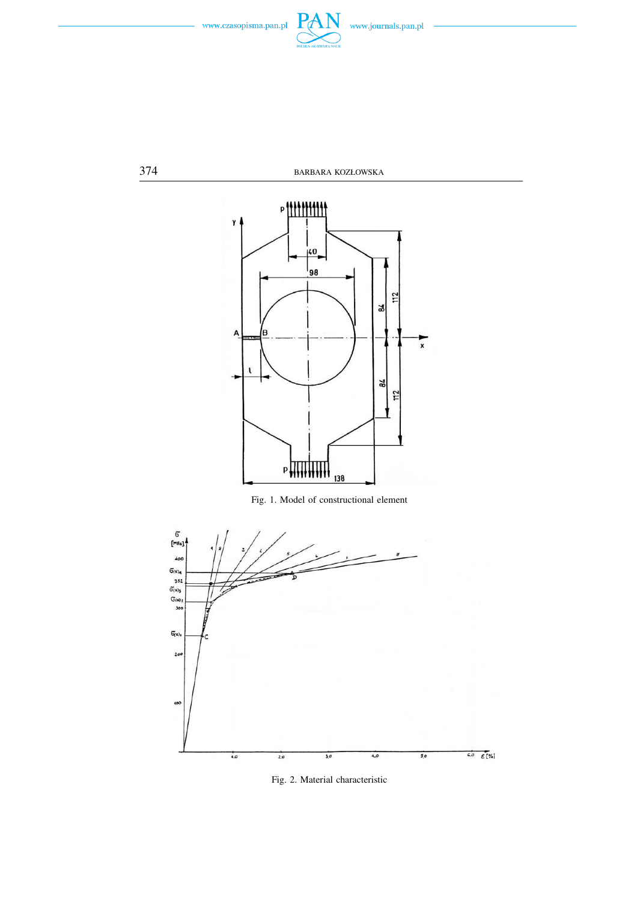P

Y

40

98

112

84

A

B

x

l

84

112

P

138

Fig. 1. Model of constructional element

σ [MPa]

400

$\sigma_{(k)4}$

352

$\sigma_{(k)3}$

$\sigma_{(k)2}$

300

$\sigma_{(k)1}$

200

100

C

D

1.0

2.0

3.0

4.0

5.0

6.0

ε [%]

Fig. 2. Material characteristic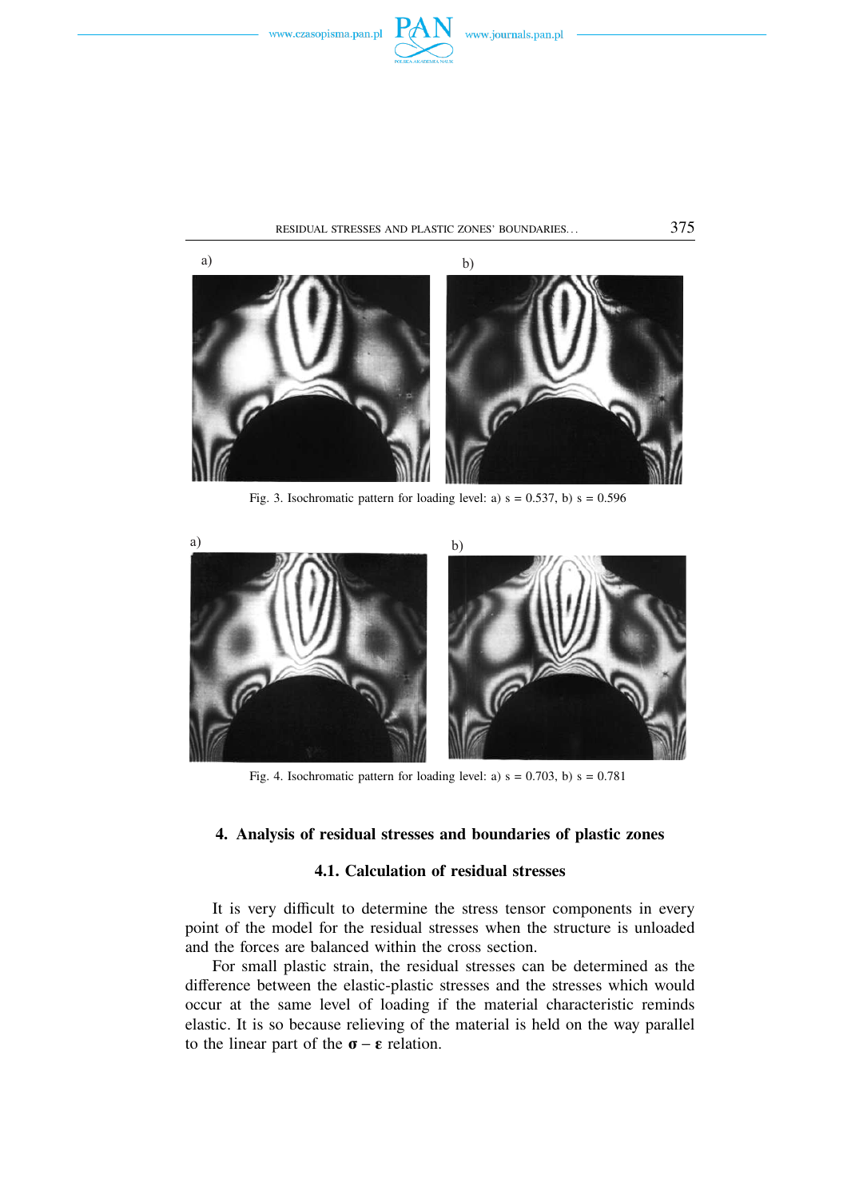a) b)

Fig. 3. Isochromatic pattern for loading level: a) s = 0.537, b) s = 0.596

a) b)

Fig. 4. Isochromatic pattern for loading level: a) s = 0.703, b) s = 0.781

## 4. Analysis of residual stresses and boundaries of plastic zones

### 4.1. Calculation of residual stresses

It is very difficult to determine the stress tensor components in every point of the model for the residual stresses when the structure is unloaded and the forces are balanced within the cross section.

For small plastic strain, the residual stresses can be determined as the difference between the elastic-plastic stresses and the stresses which would occur at the same level of loading if the material characteristic reminds elastic. It is so because relieving of the material is held on the way parallel to the linear part of the $\boldsymbol{\sigma} - \boldsymbol{\varepsilon}$ relation.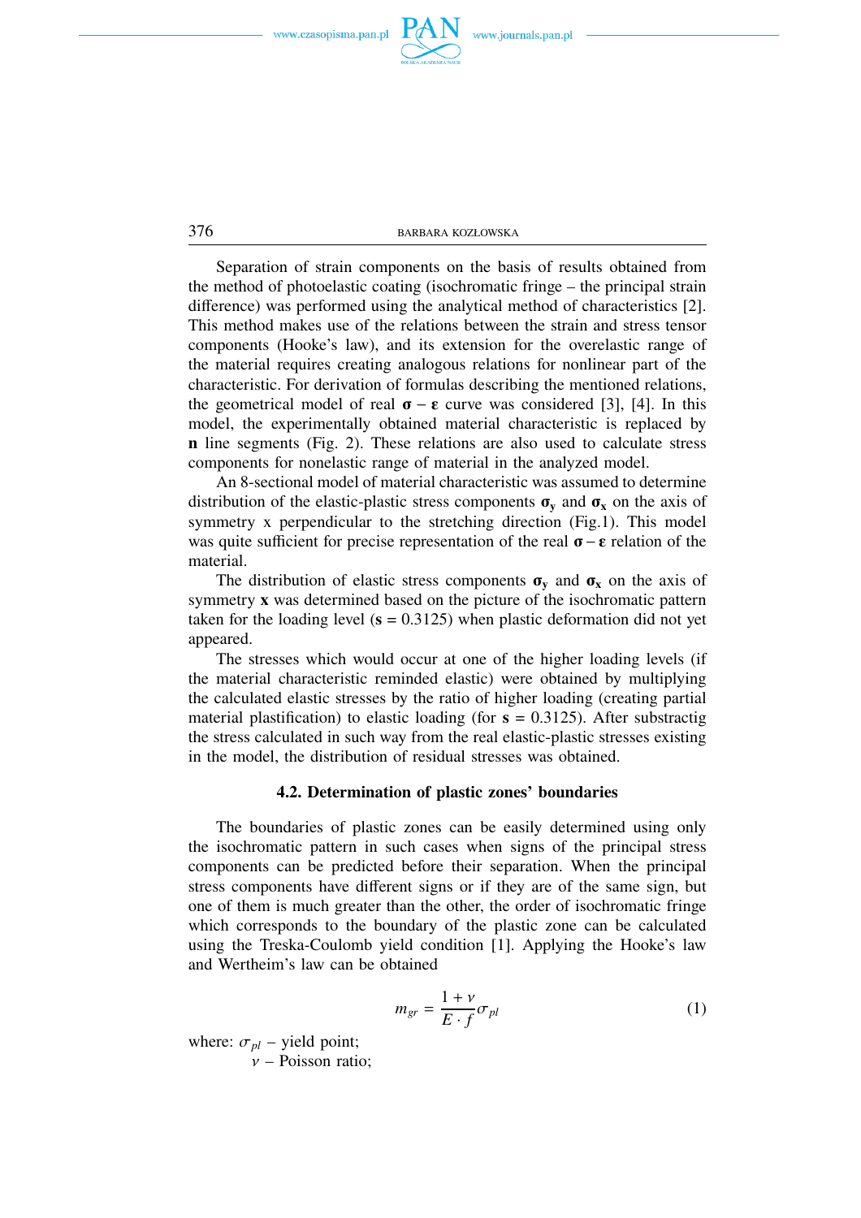Separation of strain components on the basis of results obtained from the method of photoelastic coating (isochromatic fringe – the principal strain difference) was performed using the analytical method of characteristics [2]. This method makes use of the relations between the strain and stress tensor components (Hooke's law), and its extension for the overelastic range of the material requires creating analogous relations for nonlinear part of the characteristic. For derivation of formulas describing the mentioned relations, the geometrical model of real $\boldsymbol{\sigma} - \boldsymbol{\varepsilon}$ curve was considered [3], [4]. In this model, the experimentally obtained material characteristic is replaced by **n** line segments (Fig. 2). These relations are also used to calculate stress components for nonelastic range of material in the analyzed model.

An 8-sectional model of material characteristic was assumed to determine distribution of the elastic-plastic stress components $\boldsymbol{\sigma_y}$ and $\boldsymbol{\sigma_x}$ on the axis of symmetry x perpendicular to the stretching direction (Fig.1). This model was quite sufficient for precise representation of the real $\boldsymbol{\sigma} - \boldsymbol{\varepsilon}$ relation of the material.

The distribution of elastic stress components $\boldsymbol{\sigma_y}$ and $\boldsymbol{\sigma_x}$ on the axis of symmetry **x** was determined based on the picture of the isochromatic pattern taken for the loading level (**s** = 0.3125) when plastic deformation did not yet appeared.

The stresses which would occur at one of the higher loading levels (if the material characteristic reminded elastic) were obtained by multiplying the calculated elastic stresses by the ratio of higher loading (creating partial material plastification) to elastic loading (for **s** = 0.3125). After substractig the stress calculated in such way from the real elastic-plastic stresses existing in the model, the distribution of residual stresses was obtained.

### 4.2. Determination of plastic zones' boundaries

The boundaries of plastic zones can be easily determined using only the isochromatic pattern in such cases when signs of the principal stress components can be predicted before their separation. When the principal stress components have different signs or if they are of the same sign, but one of them is much greater than the other, the order of isochromatic fringe which corresponds to the boundary of the plastic zone can be calculated using the Treska-Coulomb yield condition [1]. Applying the Hooke's law and Wertheim's law can be obtained

$$m_{gr} = \frac{1+\nu}{E \cdot f}\sigma_{pl} \tag{1}$$

where: $\sigma_{pl}$ – yield point;
$\nu$ – Poisson ratio;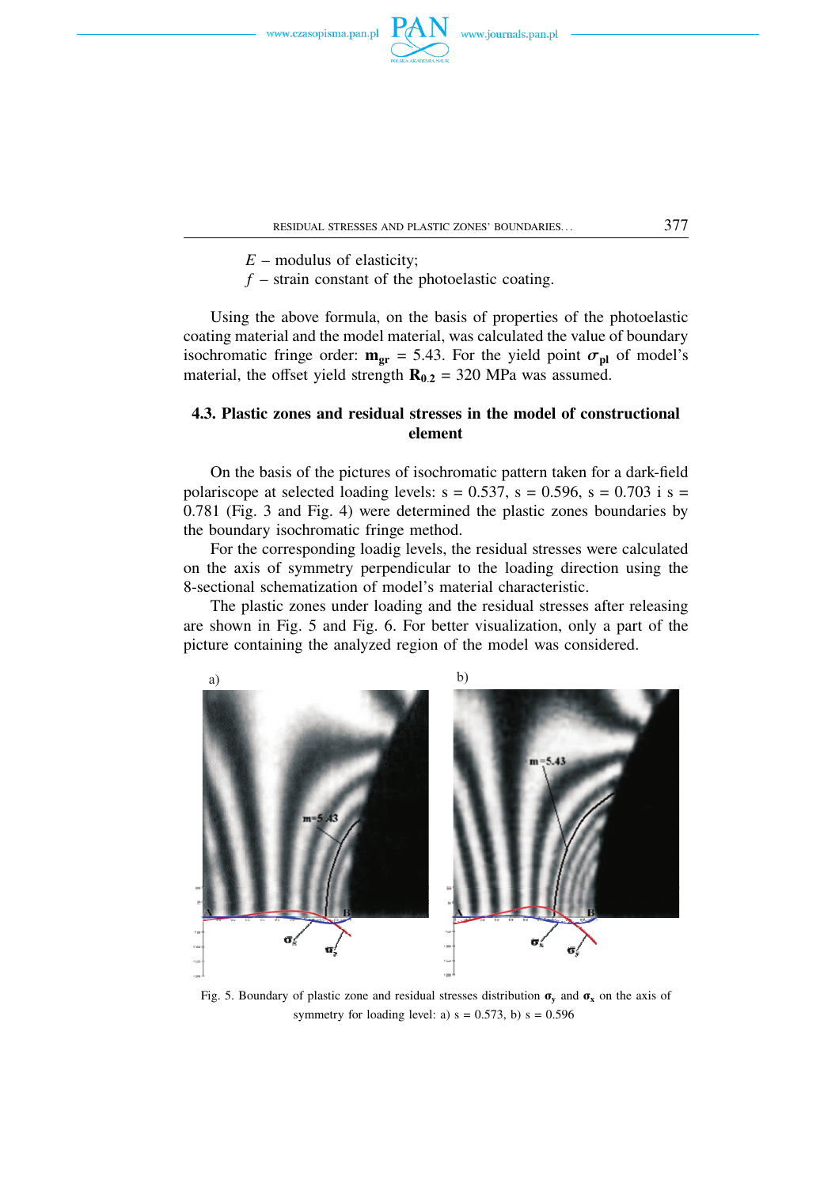$E$ – modulus of elasticity;
$f$ – strain constant of the photoelastic coating.

Using the above formula, on the basis of properties of the photoelastic coating material and the model material, was calculated the value of boundary isochromatic fringe order: $\mathbf{m_{gr}}$ = 5.43. For the yield point $\sigma_{pl}$ of model's material, the offset yield strength $\mathbf{R_{0.2}}$ = 320 MPa was assumed.

### 4.3. Plastic zones and residual stresses in the model of constructional element

On the basis of the pictures of isochromatic pattern taken for a dark-field polariscope at selected loading levels: s = 0.537, s = 0.596, s = 0.703 i s = 0.781 (Fig. 3 and Fig. 4) were determined the plastic zones boundaries by the boundary isochromatic fringe method.

For the corresponding loadig levels, the residual stresses were calculated on the axis of symmetry perpendicular to the loading direction using the 8-sectional schematization of model's material characteristic.

The plastic zones under loading and the residual stresses after releasing are shown in Fig. 5 and Fig. 6. For better visualization, only a part of the picture containing the analyzed region of the model was considered.

a)

m=5.43

A B

$\sigma_x$ $\sigma_y$

b)

m=5.43

A B

$\sigma_x$ $\sigma_y$

Fig. 5. Boundary of plastic zone and residual stresses distribution $\boldsymbol{\sigma_y}$ and $\boldsymbol{\sigma_x}$ on the axis of symmetry for loading level: a) s = 0.573, b) s = 0.596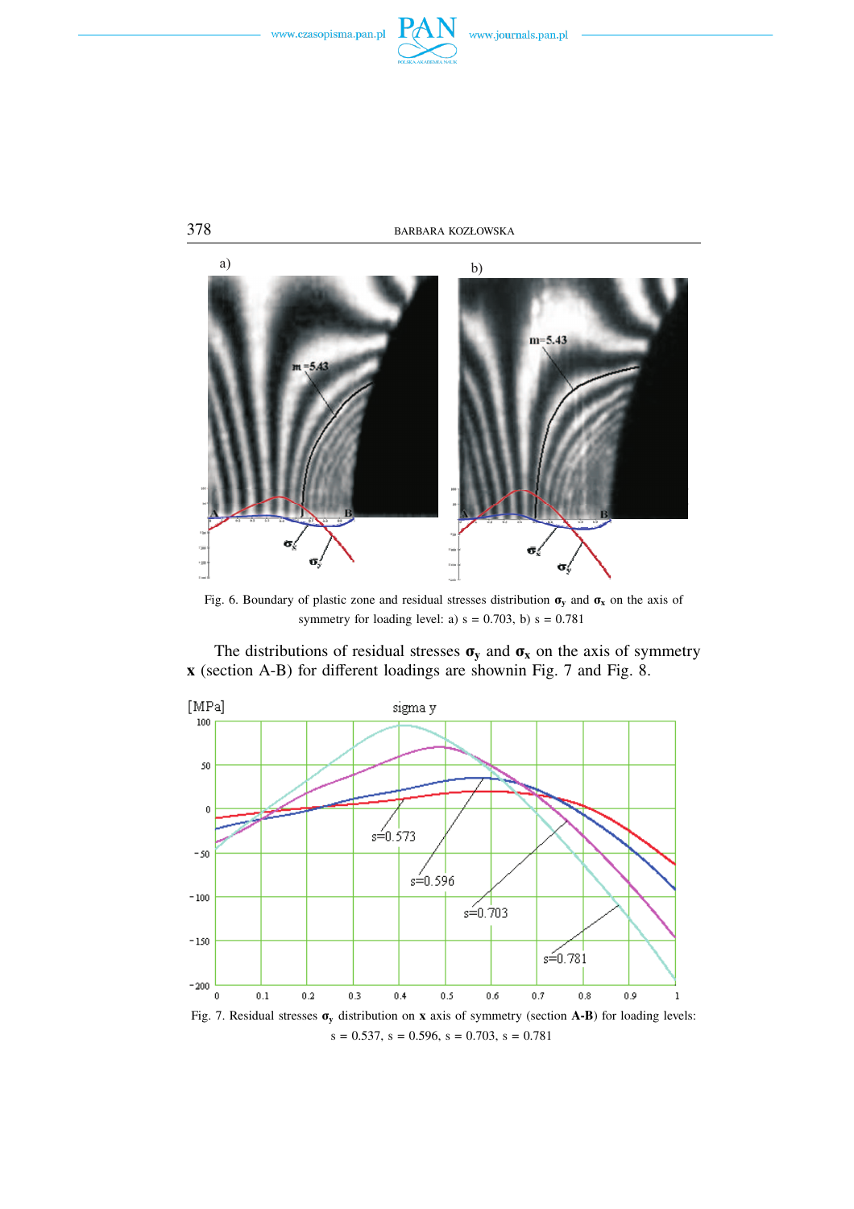a)

m=5.43

A B

$\sigma_x$

$\sigma_y$

b)

m=5.43

A B

$\sigma_x$

$\sigma_y$

Fig. 6. Boundary of plastic zone and residual stresses distribution $\sigma_y$ and $\sigma_x$ on the axis of symmetry for loading level: a) s = 0.703, b) s = 0.781

The distributions of residual stresses $\sigma_y$ and $\sigma_x$ on the axis of symmetry **x** (section A-B) for different loadings are shownin Fig. 7 and Fig. 8.

[MPa]

sigma y

100
50
0
-50
-100
-150
-200

0 0.1 0.2 0.3 0.4 0.5 0.6 0.7 0.8 0.9 1

s=0.573

s=0.596

s=0.703

s=0.781

Fig. 7. Residual stresses $\sigma_y$ distribution on **x** axis of symmetry (section **A-B**) for loading levels: s = 0.537, s = 0.596, s = 0.703, s = 0.781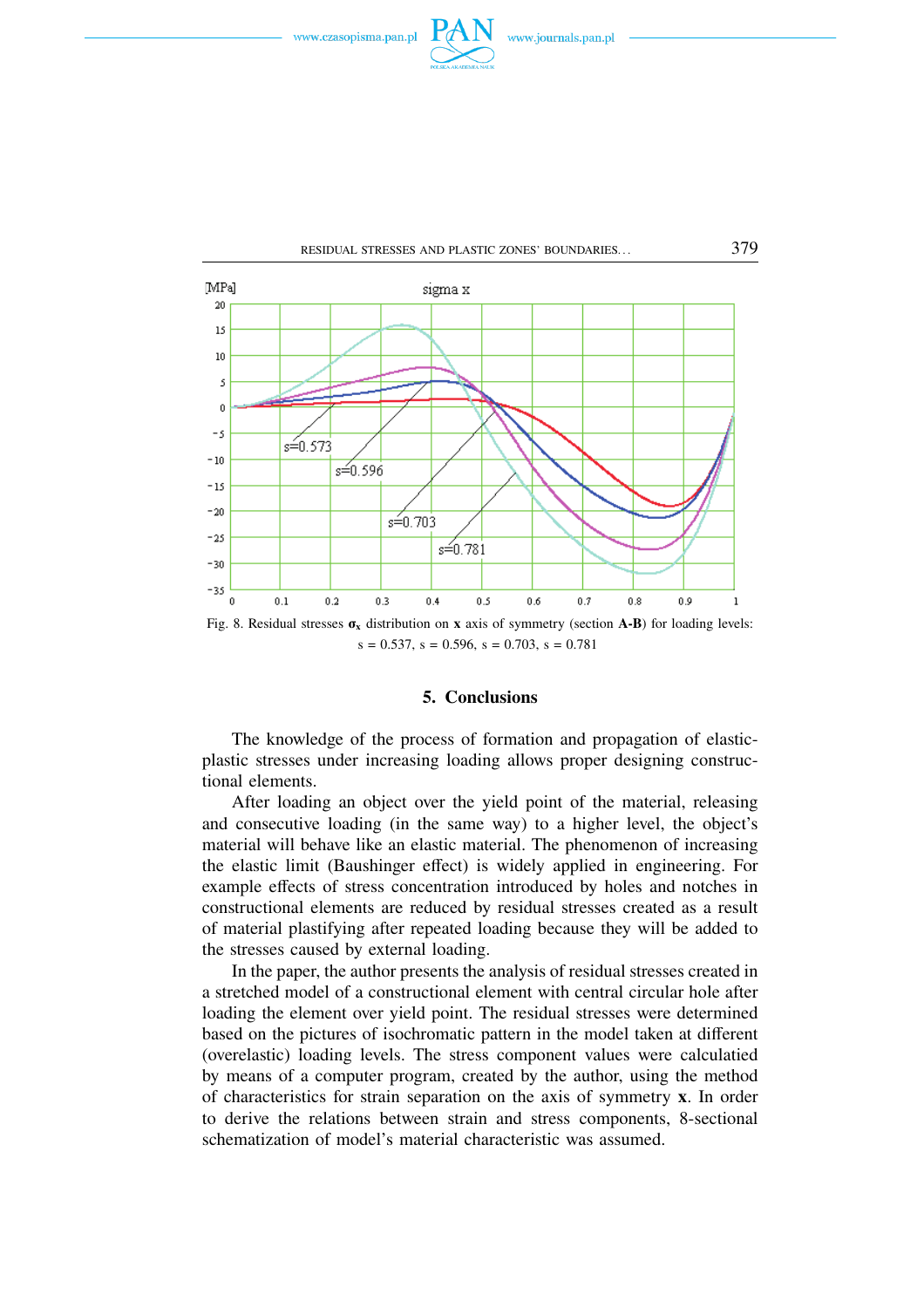[MPa]

sigma x

20
15
10
5
0
-5
-10
-15
-20
-25
-30
-35

0 0.1 0.2 0.3 0.4 0.5 0.6 0.7 0.8 0.9 1

s=0.573
s=0.596
s=0.703
s=0.781

Fig. 8. Residual stresses $\sigma_x$ distribution on **x** axis of symmetry (section **A-B**) for loading levels: s = 0.537, s = 0.596, s = 0.703, s = 0.781

## 5. Conclusions

The knowledge of the process of formation and propagation of elastic-plastic stresses under increasing loading allows proper designing constructional elements.

After loading an object over the yield point of the material, releasing and consecutive loading (in the same way) to a higher level, the object's material will behave like an elastic material. The phenomenon of increasing the elastic limit (Baushinger effect) is widely applied in engineering. For example effects of stress concentration introduced by holes and notches in constructional elements are reduced by residual stresses created as a result of material plastifying after repeated loading because they will be added to the stresses caused by external loading.

In the paper, the author presents the analysis of residual stresses created in a stretched model of a constructional element with central circular hole after loading the element over yield point. The residual stresses were determined based on the pictures of isochromatic pattern in the model taken at different (overelastic) loading levels. The stress component values were calculatied by means of a computer program, created by the author, using the method of characteristics for strain separation on the axis of symmetry **x**. In order to derive the relations between strain and stress components, 8-sectional schematization of model's material characteristic was assumed.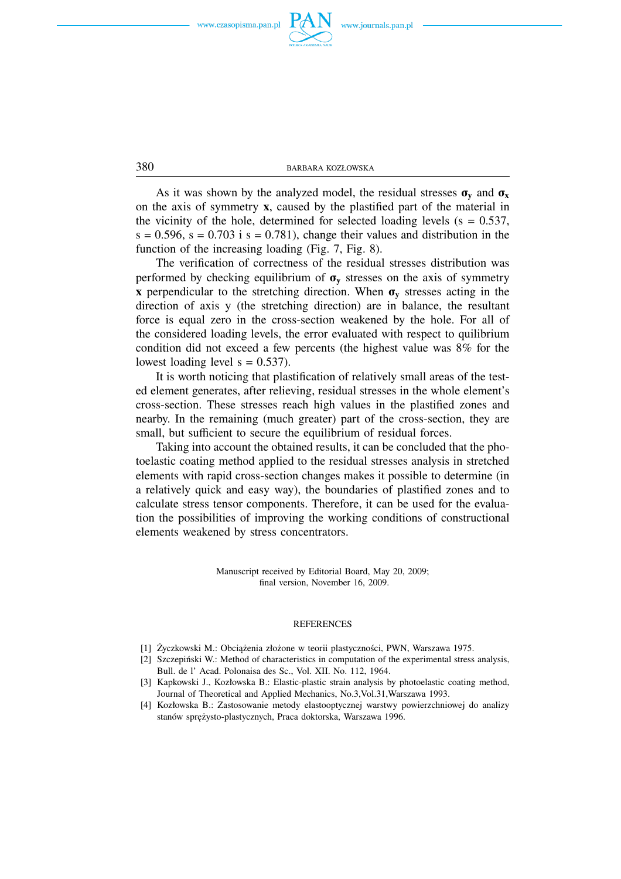As it was shown by the analyzed model, the residual stresses $\boldsymbol{\sigma_y}$ and $\boldsymbol{\sigma_x}$ on the axis of symmetry **x**, caused by the plastified part of the material in the vicinity of the hole, determined for selected loading levels (s = 0.537, s = 0.596, s = 0.703 i s = 0.781), change their values and distribution in the function of the increasing loading (Fig. 7, Fig. 8).

The verification of correctness of the residual stresses distribution was performed by checking equilibrium of $\boldsymbol{\sigma_y}$ stresses on the axis of symmetry **x** perpendicular to the stretching direction. When $\boldsymbol{\sigma_y}$ stresses acting in the direction of axis y (the stretching direction) are in balance, the resultant force is equal zero in the cross-section weakened by the hole. For all of the considered loading levels, the error evaluated with respect to quilibrium condition did not exceed a few percents (the highest value was 8% for the lowest loading level s = 0.537).

It is worth noticing that plastification of relatively small areas of the tested element generates, after relieving, residual stresses in the whole element's cross-section. These stresses reach high values in the plastified zones and nearby. In the remaining (much greater) part of the cross-section, they are small, but sufficient to secure the equilibrium of residual forces.

Taking into account the obtained results, it can be concluded that the photoelastic coating method applied to the residual stresses analysis in stretched elements with rapid cross-section changes makes it possible to determine (in a relatively quick and easy way), the boundaries of plastified zones and to calculate stress tensor components. Therefore, it can be used for the evaluation the possibilities of improving the working conditions of constructional elements weakened by stress concentrators.

Manuscript received by Editorial Board, May 20, 2009;
final version, November 16, 2009.

## REFERENCES

[1] Życzkowski M.: Obciążenia złożone w teorii plastyczności, PWN, Warszawa 1975.

[2] Szczepiński W.: Method of characteristics in computation of the experimental stress analysis, Bull. de l' Acad. Polonaisa des Sc., Vol. XII. No. 112, 1964.

[3] Kapkowski J., Kozłowska B.: Elastic-plastic strain analysis by photoelastic coating method, Journal of Theoretical and Applied Mechanics, No.3,Vol.31,Warszawa 1993.

[4] Kozłowska B.: Zastosowanie metody elastooptycznej warstwy powierzchniowej do analizy stanów sprężysto-plastycznych, Praca doktorska, Warszawa 1996.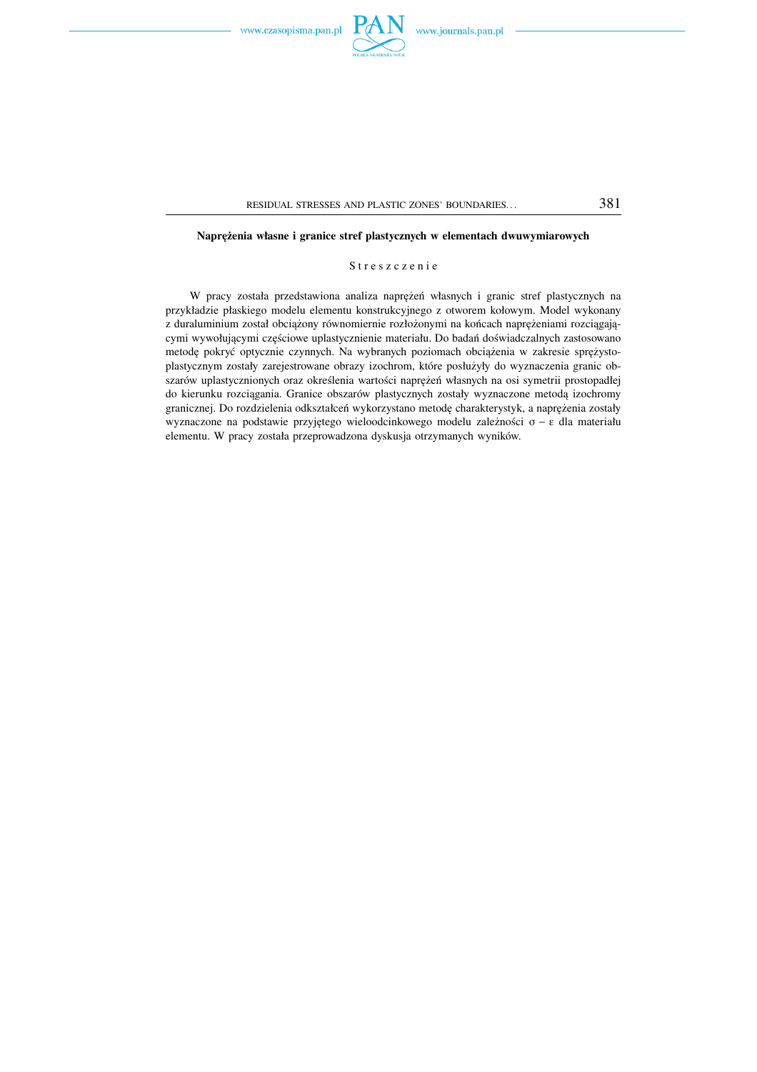## Naprężenia własne i granice stref plastycznych w elementach dwuwymiarowych

### Streszczenie

W pracy została przedstawiona analiza naprężeń własnych i granic stref plastycznych na przykładzie płaskiego modelu elementu konstrukcyjnego z otworem kołowym. Model wykonany z duraluminium został obciążony równomiernie rozłożonymi na końcach naprężeniami rozciągającymi wywołującymi częściowe uplastycznienie materiału. Do badań doświadczalnych zastosowano metodę pokryć optycznie czynnych. Na wybranych poziomach obciążenia w zakresie sprężysto-plastycznym zostały zarejestrowane obrazy izochrom, które posłużyły do wyznaczenia granic obszarów uplastycznionych oraz określenia wartości naprężeń własnych na osi symetrii prostopadłej do kierunku rozciągania. Granice obszarów plastycznych zostały wyznaczone metodą izochromy granicznej. Do rozdzielenia odkształceń wykorzystano metodę charakterystyk, a naprężenia zostały wyznaczone na podstawie przyjętego wieloodcinkowego modelu zależności $\sigma - \varepsilon$ dla materiału elementu. W pracy została przeprowadzona dyskusja otrzymanych wyników.